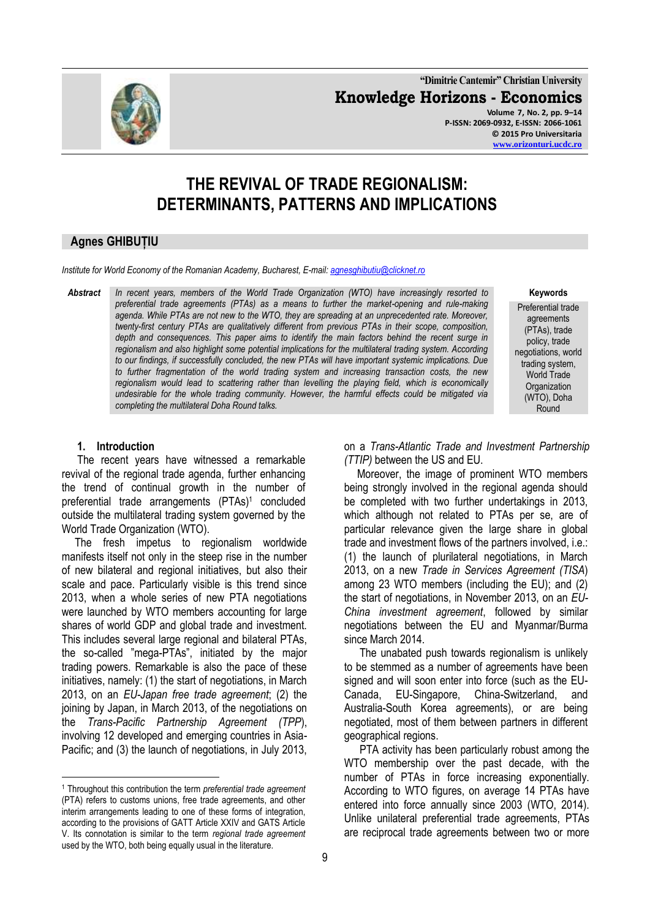# THE REVIVAL OF TRADE REGIONALISM: DETERMINANTS, PATTERNS AND IMPLICATIONS

## Agnes GHIBUȚIU

*Institute for World Economy of the Romanian Academy, Bucharest, E-mail: agnesghibutiu@clicknet.ro*

**Abstract** *In recent years, members of the World Trade Organization (WTO) have increasingly resorted to preferential trade agreements (PTAs) as a means to further the market-opening and rule-making agenda. While PTAs are not new to the WTO, they are spreading at an unprecedented rate. Moreover, twenty-first century PTAs are qualitatively different from previous PTAs in their scope, composition, depth and consequences. This paper aims to identify the main factors behind the recent surge in regionalism and also highlight some potential implications for the multilateral trading system. According to our findings, if successfully concluded, the new PTAs will have important systemic implications. Due to further fragmentation of the world trading system and increasing transaction costs, the new regionalism would lead to scattering rather than levelling the playing field, which is economically undesirable for the whole trading community. However, the harmful effects could be mitigated via completing the multilateral Doha Round talks.*

**Keywords**
Preferential trade agreements (PTAs), trade policy, trade negotiations, world trading system, World Trade Organization (WTO), Doha Round

### 1. Introduction

The recent years have witnessed a remarkable revival of the regional trade agenda, further enhancing the trend of continual growth in the number of preferential trade arrangements (PTAs)[1] concluded outside the multilateral trading system governed by the World Trade Organization (WTO).

The fresh impetus to regionalism worldwide manifests itself not only in the steep rise in the number of new bilateral and regional initiatives, but also their scale and pace. Particularly visible is this trend since 2013, when a whole series of new PTA negotiations were launched by WTO members accounting for large shares of world GDP and global trade and investment. This includes several large regional and bilateral PTAs, the so-called "mega-PTAs", initiated by the major trading powers. Remarkable is also the pace of these initiatives, namely: (1) the start of negotiations, in March 2013, on an *EU-Japan free trade agreement*; (2) the joining by Japan, in March 2013, of the negotiations on the *Trans-Pacific Partnership Agreement (TPP)*, involving 12 developed and emerging countries in Asia-Pacific; and (3) the launch of negotiations, in July 2013, on a *Trans-Atlantic Trade and Investment Partnership (TTIP)* between the US and EU.

Moreover, the image of prominent WTO members being strongly involved in the regional agenda should be completed with two further undertakings in 2013, which although not related to PTAs per se, are of particular relevance given the large share in global trade and investment flows of the partners involved, i.e.: (1) the launch of plurilateral negotiations, in March 2013, on a new *Trade in Services Agreement (TISA)* among 23 WTO members (including the EU); and (2) the start of negotiations, in November 2013, on an *EU-China investment agreement*, followed by similar negotiations between the EU and Myanmar/Burma since March 2014.

The unabated push towards regionalism is unlikely to be stemmed as a number of agreements have been signed and will soon enter into force (such as the EU-Canada, EU-Singapore, China-Switzerland, and Australia-South Korea agreements), or are being negotiated, most of them between partners in different geographical regions.

PTA activity has been particularly robust among the WTO membership over the past decade, with the number of PTAs in force increasing exponentially. According to WTO figures, on average 14 PTAs have entered into force annually since 2003 (WTO, 2014). Unlike unilateral preferential trade agreements, PTAs are reciprocal trade agreements between two or more

---

[1] Throughout this contribution the term *preferential trade agreement* (PTA) refers to customs unions, free trade agreements, and other interim arrangements leading to one of these forms of integration, according to the provisions of GATT Article XXIV and GATS Article V. Its connotation is similar to the term *regional trade agreement* used by the WTO, both being equally usual in the literature.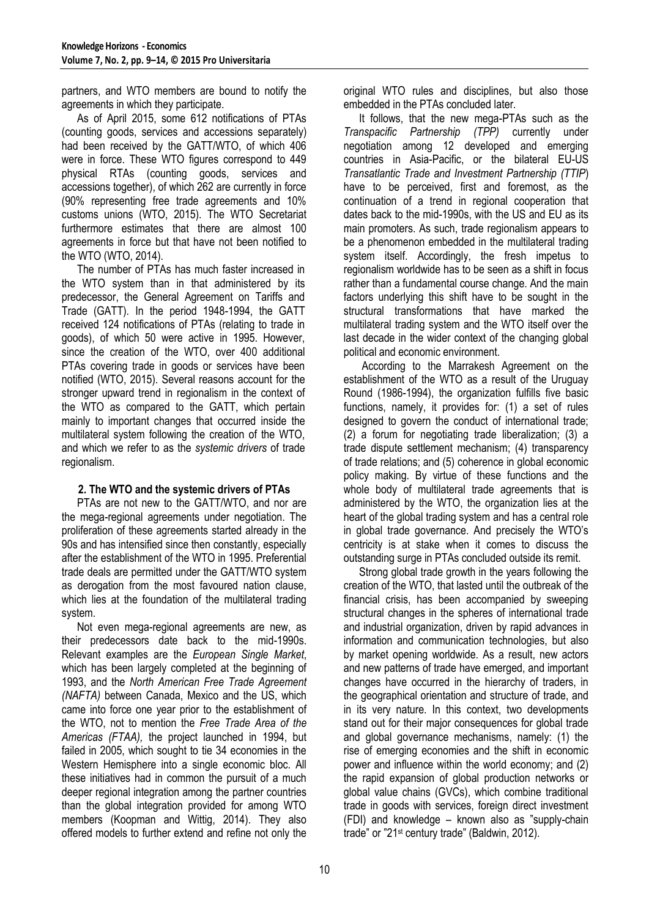partners, and WTO members are bound to notify the agreements in which they participate.

As of April 2015, some 612 notifications of PTAs (counting goods, services and accessions separately) had been received by the GATT/WTO, of which 406 were in force. These WTO figures correspond to 449 physical RTAs (counting goods, services and accessions together), of which 262 are currently in force (90% representing free trade agreements and 10% customs unions (WTO, 2015). The WTO Secretariat furthermore estimates that there are almost 100 agreements in force but that have not been notified to the WTO (WTO, 2014).

The number of PTAs has much faster increased in the WTO system than in that administered by its predecessor, the General Agreement on Tariffs and Trade (GATT). In the period 1948-1994, the GATT received 124 notifications of PTAs (relating to trade in goods), of which 50 were active in 1995. However, since the creation of the WTO, over 400 additional PTAs covering trade in goods or services have been notified (WTO, 2015). Several reasons account for the stronger upward trend in regionalism in the context of the WTO as compared to the GATT, which pertain mainly to important changes that occurred inside the multilateral system following the creation of the WTO, and which we refer to as the *systemic drivers* of trade regionalism.

## 2. The WTO and the systemic drivers of PTAs

PTAs are not new to the GATT/WTO, and nor are the mega-regional agreements under negotiation. The proliferation of these agreements started already in the 90s and has intensified since then constantly, especially after the establishment of the WTO in 1995. Preferential trade deals are permitted under the GATT/WTO system as derogation from the most favoured nation clause, which lies at the foundation of the multilateral trading system.

Not even mega-regional agreements are new, as their predecessors date back to the mid-1990s. Relevant examples are the *European Single Market*, which has been largely completed at the beginning of 1993, and the *North American Free Trade Agreement (NAFTA)* between Canada, Mexico and the US, which came into force one year prior to the establishment of the WTO, not to mention the *Free Trade Area of the Americas (FTAA),* the project launched in 1994, but failed in 2005, which sought to tie 34 economies in the Western Hemisphere into a single economic bloc. All these initiatives had in common the pursuit of a much deeper regional integration among the partner countries than the global integration provided for among WTO members (Koopman and Wittig, 2014). They also offered models to further extend and refine not only the original WTO rules and disciplines, but also those embedded in the PTAs concluded later.

It follows, that the new mega-PTAs such as the *Transpacific Partnership (TPP)* currently under negotiation among 12 developed and emerging countries in Asia-Pacific, or the bilateral EU-US *Transatlantic Trade and Investment Partnership (TTIP*) have to be perceived, first and foremost, as the continuation of a trend in regional cooperation that dates back to the mid-1990s, with the US and EU as its main promoters. As such, trade regionalism appears to be a phenomenon embedded in the multilateral trading system itself. Accordingly, the fresh impetus to regionalism worldwide has to be seen as a shift in focus rather than a fundamental course change. And the main factors underlying this shift have to be sought in the structural transformations that have marked the multilateral trading system and the WTO itself over the last decade in the wider context of the changing global political and economic environment.

According to the Marrakesh Agreement on the establishment of the WTO as a result of the Uruguay Round (1986-1994), the organization fulfills five basic functions, namely, it provides for: (1) a set of rules designed to govern the conduct of international trade; (2) a forum for negotiating trade liberalization; (3) a trade dispute settlement mechanism; (4) transparency of trade relations; and (5) coherence in global economic policy making. By virtue of these functions and the whole body of multilateral trade agreements that is administered by the WTO, the organization lies at the heart of the global trading system and has a central role in global trade governance. And precisely the WTO's centricity is at stake when it comes to discuss the outstanding surge in PTAs concluded outside its remit.

Strong global trade growth in the years following the creation of the WTO, that lasted until the outbreak of the financial crisis, has been accompanied by sweeping structural changes in the spheres of international trade and industrial organization, driven by rapid advances in information and communication technologies, but also by market opening worldwide. As a result, new actors and new patterns of trade have emerged, and important changes have occurred in the hierarchy of traders, in the geographical orientation and structure of trade, and in its very nature. In this context, two developments stand out for their major consequences for global trade and global governance mechanisms, namely: (1) the rise of emerging economies and the shift in economic power and influence within the world economy; and (2) the rapid expansion of global production networks or global value chains (GVCs), which combine traditional trade in goods with services, foreign direct investment (FDI) and knowledge – known also as "supply-chain trade" or "21st century trade" (Baldwin, 2012).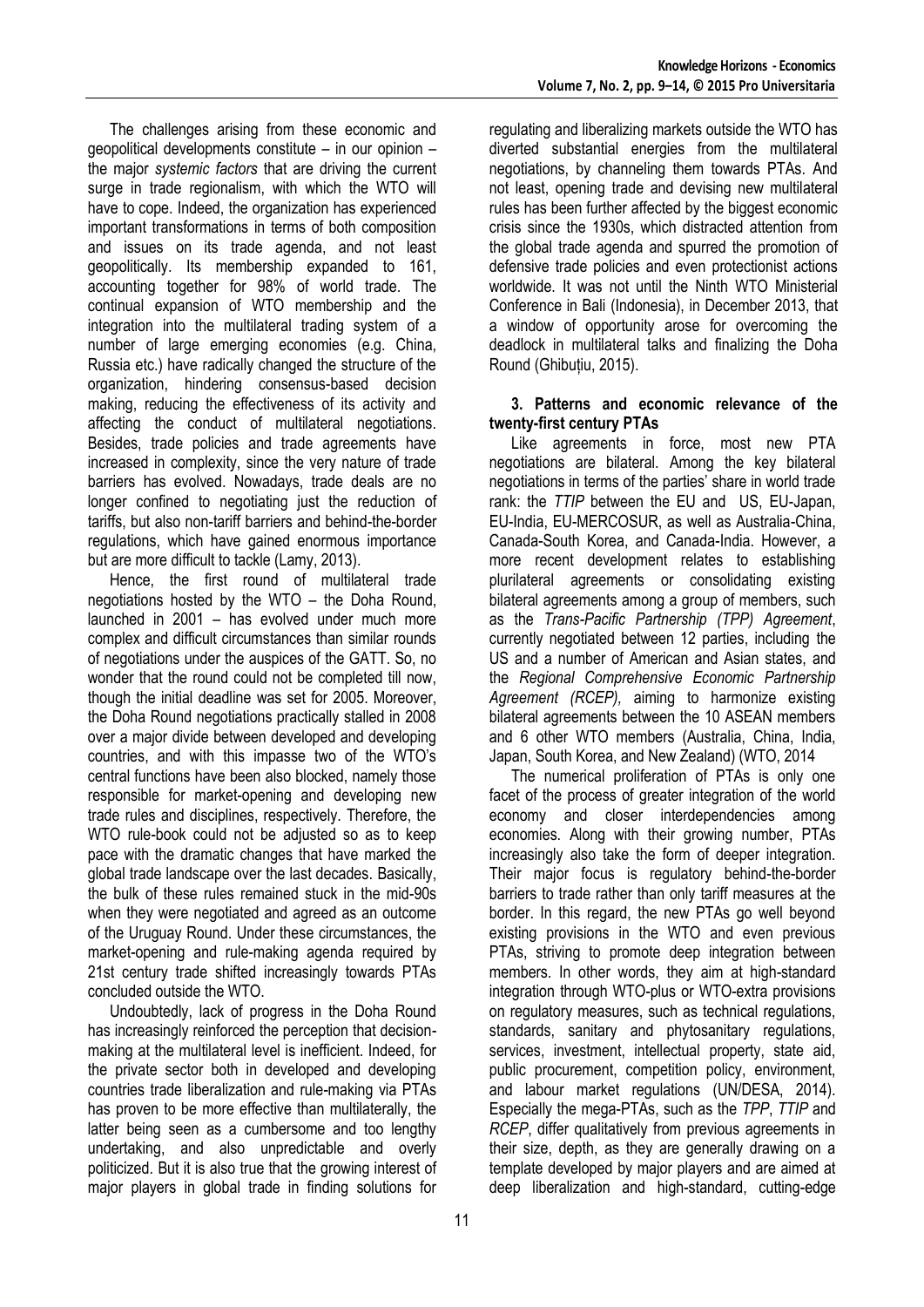The challenges arising from these economic and geopolitical developments constitute – in our opinion – the major *systemic factors* that are driving the current surge in trade regionalism, with which the WTO will have to cope. Indeed, the organization has experienced important transformations in terms of both composition and issues on its trade agenda, and not least geopolitically. Its membership expanded to 161, accounting together for 98% of world trade. The continual expansion of WTO membership and the integration into the multilateral trading system of a number of large emerging economies (e.g. China, Russia etc.) have radically changed the structure of the organization, hindering consensus-based decision making, reducing the effectiveness of its activity and affecting the conduct of multilateral negotiations. Besides, trade policies and trade agreements have increased in complexity, since the very nature of trade barriers has evolved. Nowadays, trade deals are no longer confined to negotiating just the reduction of tariffs, but also non-tariff barriers and behind-the-border regulations, which have gained enormous importance but are more difficult to tackle (Lamy, 2013).

Hence, the first round of multilateral trade negotiations hosted by the WTO – the Doha Round, launched in 2001 – has evolved under much more complex and difficult circumstances than similar rounds of negotiations under the auspices of the GATT. So, no wonder that the round could not be completed till now, though the initial deadline was set for 2005. Moreover, the Doha Round negotiations practically stalled in 2008 over a major divide between developed and developing countries, and with this impasse two of the WTO's central functions have been also blocked, namely those responsible for market-opening and developing new trade rules and disciplines, respectively. Therefore, the WTO rule-book could not be adjusted so as to keep pace with the dramatic changes that have marked the global trade landscape over the last decades. Basically, the bulk of these rules remained stuck in the mid-90s when they were negotiated and agreed as an outcome of the Uruguay Round. Under these circumstances, the market-opening and rule-making agenda required by 21st century trade shifted increasingly towards PTAs concluded outside the WTO.

Undoubtedly, lack of progress in the Doha Round has increasingly reinforced the perception that decision-making at the multilateral level is inefficient. Indeed, for the private sector both in developed and developing countries trade liberalization and rule-making via PTAs has proven to be more effective than multilaterally, the latter being seen as a cumbersome and too lengthy undertaking, and also unpredictable and overly politicized. But it is also true that the growing interest of major players in global trade in finding solutions for regulating and liberalizing markets outside the WTO has diverted substantial energies from the multilateral negotiations, by channeling them towards PTAs. And not least, opening trade and devising new multilateral rules has been further affected by the biggest economic crisis since the 1930s, which distracted attention from the global trade agenda and spurred the promotion of defensive trade policies and even protectionist actions worldwide. It was not until the Ninth WTO Ministerial Conference in Bali (Indonesia), in December 2013, that a window of opportunity arose for overcoming the deadlock in multilateral talks and finalizing the Doha Round (Ghibuțiu, 2015).

### 3. Patterns and economic relevance of the twenty-first century PTAs

Like agreements in force, most new PTA negotiations are bilateral. Among the key bilateral negotiations in terms of the parties' share in world trade rank: the *TTIP* between the EU and US, EU-Japan, EU-India, EU-MERCOSUR, as well as Australia-China, Canada-South Korea, and Canada-India. However, a more recent development relates to establishing plurilateral agreements or consolidating existing bilateral agreements among a group of members, such as the *Trans-Pacific Partnership (TPP) Agreement*, currently negotiated between 12 parties, including the US and a number of American and Asian states, and the *Regional Comprehensive Economic Partnership Agreement (RCEP),* aiming to harmonize existing bilateral agreements between the 10 ASEAN members and 6 other WTO members (Australia, China, India, Japan, South Korea, and New Zealand) (WTO, 2014

The numerical proliferation of PTAs is only one facet of the process of greater integration of the world economy and closer interdependencies among economies. Along with their growing number, PTAs increasingly also take the form of deeper integration. Their major focus is regulatory behind-the-border barriers to trade rather than only tariff measures at the border. In this regard, the new PTAs go well beyond existing provisions in the WTO and even previous PTAs, striving to promote deep integration between members. In other words, they aim at high-standard integration through WTO-plus or WTO-extra provisions on regulatory measures, such as technical regulations, standards, sanitary and phytosanitary regulations, services, investment, intellectual property, state aid, public procurement, competition policy, environment, and labour market regulations (UN/DESA, 2014). Especially the mega-PTAs, such as the *TPP*, *TTIP* and *RCEP*, differ qualitatively from previous agreements in their size, depth, as they are generally drawing on a template developed by major players and are aimed at deep liberalization and high-standard, cutting-edge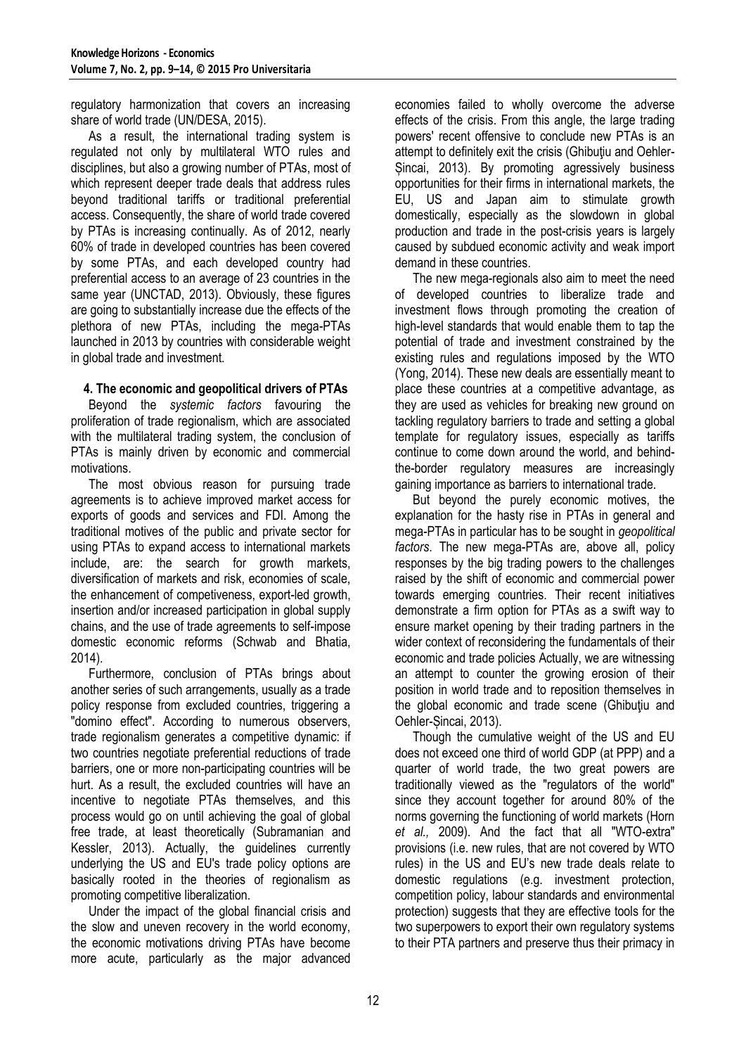regulatory harmonization that covers an increasing share of world trade (UN/DESA, 2015).

As a result, the international trading system is regulated not only by multilateral WTO rules and disciplines, but also a growing number of PTAs, most of which represent deeper trade deals that address rules beyond traditional tariffs or traditional preferential access. Consequently, the share of world trade covered by PTAs is increasing continually. As of 2012, nearly 60% of trade in developed countries has been covered by some PTAs, and each developed country had preferential access to an average of 23 countries in the same year (UNCTAD, 2013). Obviously, these figures are going to substantially increase due the effects of the plethora of new PTAs, including the mega-PTAs launched in 2013 by countries with considerable weight in global trade and investment.

## 4. The economic and geopolitical drivers of PTAs

Beyond the *systemic factors* favouring the proliferation of trade regionalism, which are associated with the multilateral trading system, the conclusion of PTAs is mainly driven by economic and commercial motivations.

The most obvious reason for pursuing trade agreements is to achieve improved market access for exports of goods and services and FDI. Among the traditional motives of the public and private sector for using PTAs to expand access to international markets include, are: the search for growth markets, diversification of markets and risk, economies of scale, the enhancement of competiveness, export-led growth, insertion and/or increased participation in global supply chains, and the use of trade agreements to self-impose domestic economic reforms (Schwab and Bhatia, 2014).

Furthermore, conclusion of PTAs brings about another series of such arrangements, usually as a trade policy response from excluded countries, triggering a "domino effect". According to numerous observers, trade regionalism generates a competitive dynamic: if two countries negotiate preferential reductions of trade barriers, one or more non-participating countries will be hurt. As a result, the excluded countries will have an incentive to negotiate PTAs themselves, and this process would go on until achieving the goal of global free trade, at least theoretically (Subramanian and Kessler, 2013). Actually, the guidelines currently underlying the US and EU's trade policy options are basically rooted in the theories of regionalism as promoting competitive liberalization.

Under the impact of the global financial crisis and the slow and uneven recovery in the world economy, the economic motivations driving PTAs have become more acute, particularly as the major advanced economies failed to wholly overcome the adverse effects of the crisis. From this angle, the large trading powers' recent offensive to conclude new PTAs is an attempt to definitely exit the crisis (Ghibuţiu and Oehler-Șincai, 2013). By promoting agressively business opportunities for their firms in international markets, the EU, US and Japan aim to stimulate growth domestically, especially as the slowdown in global production and trade in the post-crisis years is largely caused by subdued economic activity and weak import demand in these countries.

The new mega-regionals also aim to meet the need of developed countries to liberalize trade and investment flows through promoting the creation of high-level standards that would enable them to tap the potential of trade and investment constrained by the existing rules and regulations imposed by the WTO (Yong, 2014). These new deals are essentially meant to place these countries at a competitive advantage, as they are used as vehicles for breaking new ground on tackling regulatory barriers to trade and setting a global template for regulatory issues, especially as tariffs continue to come down around the world, and behind-the-border regulatory measures are increasingly gaining importance as barriers to international trade.

But beyond the purely economic motives, the explanation for the hasty rise in PTAs in general and mega-PTAs in particular has to be sought in *geopolitical factors*. The new mega-PTAs are, above all, policy responses by the big trading powers to the challenges raised by the shift of economic and commercial power towards emerging countries. Their recent initiatives demonstrate a firm option for PTAs as a swift way to ensure market opening by their trading partners in the wider context of reconsidering the fundamentals of their economic and trade policies Actually, we are witnessing an attempt to counter the growing erosion of their position in world trade and to reposition themselves in the global economic and trade scene (Ghibuţiu and Oehler-Șincai, 2013).

Though the cumulative weight of the US and EU does not exceed one third of world GDP (at PPP) and a quarter of world trade, the two great powers are traditionally viewed as the "regulators of the world" since they account together for around 80% of the norms governing the functioning of world markets (Horn *et al.,* 2009). And the fact that all "WTO-extra" provisions (i.e. new rules, that are not covered by WTO rules) in the US and EU's new trade deals relate to domestic regulations (e.g. investment protection, competition policy, labour standards and environmental protection) suggests that they are effective tools for the two superpowers to export their own regulatory systems to their PTA partners and preserve thus their primacy in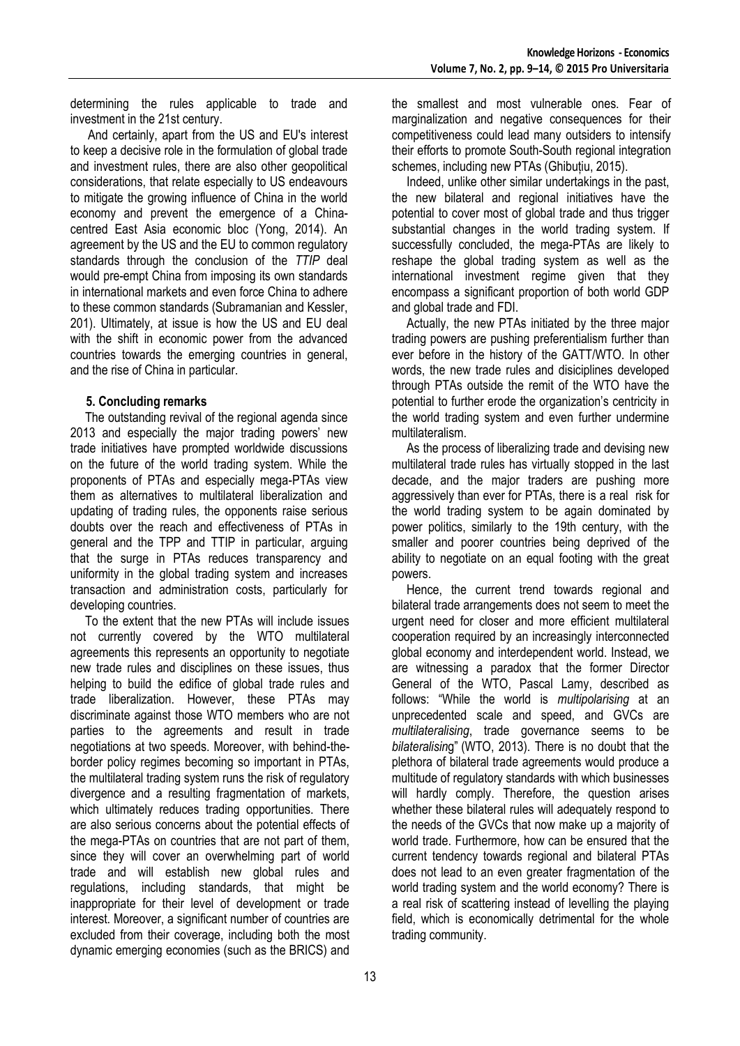determining the rules applicable to trade and investment in the 21st century.

And certainly, apart from the US and EU's interest to keep a decisive role in the formulation of global trade and investment rules, there are also other geopolitical considerations, that relate especially to US endeavours to mitigate the growing influence of China in the world economy and prevent the emergence of a China-centred East Asia economic bloc (Yong, 2014). An agreement by the US and the EU to common regulatory standards through the conclusion of the *TTIP* deal would pre-empt China from imposing its own standards in international markets and even force China to adhere to these common standards (Subramanian and Kessler, 201). Ultimately, at issue is how the US and EU deal with the shift in economic power from the advanced countries towards the emerging countries in general, and the rise of China in particular.

## 5. Concluding remarks

The outstanding revival of the regional agenda since 2013 and especially the major trading powers' new trade initiatives have prompted worldwide discussions on the future of the world trading system. While the proponents of PTAs and especially mega-PTAs view them as alternatives to multilateral liberalization and updating of trading rules, the opponents raise serious doubts over the reach and effectiveness of PTAs in general and the TPP and TTIP in particular, arguing that the surge in PTAs reduces transparency and uniformity in the global trading system and increases transaction and administration costs, particularly for developing countries.

To the extent that the new PTAs will include issues not currently covered by the WTO multilateral agreements this represents an opportunity to negotiate new trade rules and disciplines on these issues, thus helping to build the edifice of global trade rules and trade liberalization. However, these PTAs may discriminate against those WTO members who are not parties to the agreements and result in trade negotiations at two speeds. Moreover, with behind-the-border policy regimes becoming so important in PTAs, the multilateral trading system runs the risk of regulatory divergence and a resulting fragmentation of markets, which ultimately reduces trading opportunities. There are also serious concerns about the potential effects of the mega-PTAs on countries that are not part of them, since they will cover an overwhelming part of world trade and will establish new global rules and regulations, including standards, that might be inappropriate for their level of development or trade interest. Moreover, a significant number of countries are excluded from their coverage, including both the most dynamic emerging economies (such as the BRICS) and the smallest and most vulnerable ones. Fear of marginalization and negative consequences for their competitiveness could lead many outsiders to intensify their efforts to promote South-South regional integration schemes, including new PTAs (Ghibuțiu, 2015).

Indeed, unlike other similar undertakings in the past, the new bilateral and regional initiatives have the potential to cover most of global trade and thus trigger substantial changes in the world trading system. If successfully concluded, the mega-PTAs are likely to reshape the global trading system as well as the international investment regime given that they encompass a significant proportion of both world GDP and global trade and FDI.

Actually, the new PTAs initiated by the three major trading powers are pushing preferentialism further than ever before in the history of the GATT/WTO. In other words, the new trade rules and disiciplines developed through PTAs outside the remit of the WTO have the potential to further erode the organization's centricity in the world trading system and even further undermine multilateralism.

As the process of liberalizing trade and devising new multilateral trade rules has virtually stopped in the last decade, and the major traders are pushing more aggressively than ever for PTAs, there is a real risk for the world trading system to be again dominated by power politics, similarly to the 19th century, with the smaller and poorer countries being deprived of the ability to negotiate on an equal footing with the great powers.

Hence, the current trend towards regional and bilateral trade arrangements does not seem to meet the urgent need for closer and more efficient multilateral cooperation required by an increasingly interconnected global economy and interdependent world. Instead, we are witnessing a paradox that the former Director General of the WTO, Pascal Lamy, described as follows: "While the world is *multipolarising* at an unprecedented scale and speed, and GVCs are *multilateralising*, trade governance seems to be *bilateralising*" (WTO, 2013). There is no doubt that the plethora of bilateral trade agreements would produce a multitude of regulatory standards with which businesses will hardly comply. Therefore, the question arises whether these bilateral rules will adequately respond to the needs of the GVCs that now make up a majority of world trade. Furthermore, how can be ensured that the current tendency towards regional and bilateral PTAs does not lead to an even greater fragmentation of the world trading system and the world economy? There is a real risk of scattering instead of levelling the playing field, which is economically detrimental for the whole trading community.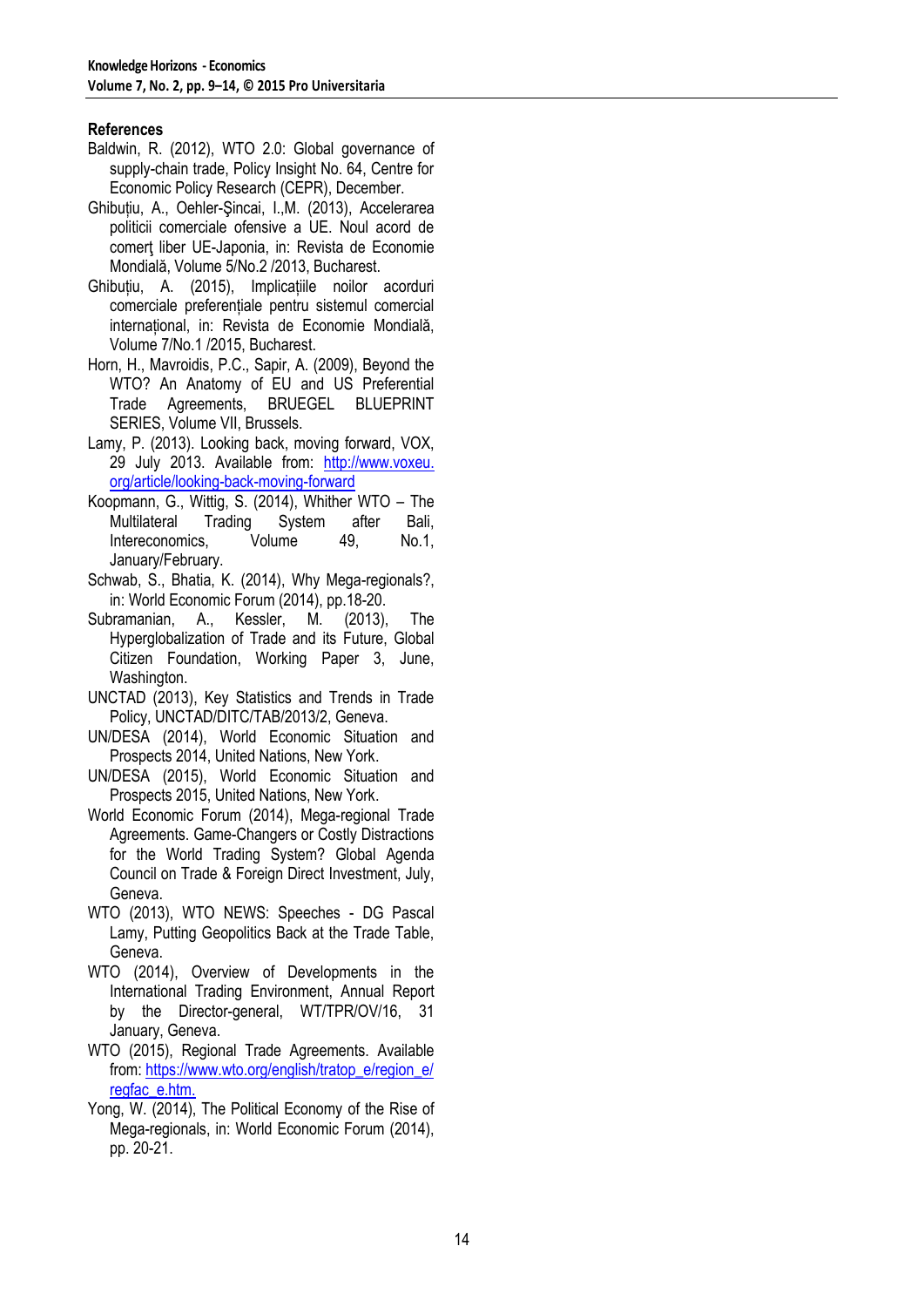## References

Baldwin, R. (2012), WTO 2.0: Global governance of supply-chain trade, Policy Insight No. 64, Centre for Economic Policy Research (CEPR), December.

Ghibuțiu, A., Oehler-Şincai, I.,M. (2013), Accelerarea politicii comerciale ofensive a UE. Noul acord de comerţ liber UE-Japonia, in: Revista de Economie Mondială, Volume 5/No.2 /2013, Bucharest.

Ghibuțiu, A. (2015), Implicațiile noilor acorduri comerciale preferențiale pentru sistemul comercial internațional, in: Revista de Economie Mondială, Volume 7/No.1 /2015, Bucharest.

Horn, H., Mavroidis, P.C., Sapir, A. (2009), Beyond the WTO? An Anatomy of EU and US Preferential Trade Agreements, BRUEGEL BLUEPRINT SERIES, Volume VII, Brussels.

Lamy, P. (2013). Looking back, moving forward, VOX, 29 July 2013. Available from: http://www.voxeu.org/article/looking-back-moving-forward

Koopmann, G., Wittig, S. (2014), Whither WTO – The Multilateral Trading System after Bali, Intereconomics, Volume 49, No.1, January/February.

Schwab, S., Bhatia, K. (2014), Why Mega-regionals?, in: World Economic Forum (2014), pp.18-20.

Subramanian, A., Kessler, M. (2013), The Hyperglobalization of Trade and its Future, Global Citizen Foundation, Working Paper 3, June, Washington.

UNCTAD (2013), Key Statistics and Trends in Trade Policy, UNCTAD/DITC/TAB/2013/2, Geneva.

UN/DESA (2014), World Economic Situation and Prospects 2014, United Nations, New York.

UN/DESA (2015), World Economic Situation and Prospects 2015, United Nations, New York.

World Economic Forum (2014), Mega-regional Trade Agreements. Game-Changers or Costly Distractions for the World Trading System? Global Agenda Council on Trade & Foreign Direct Investment, July, Geneva.

WTO (2013), WTO NEWS: Speeches - DG Pascal Lamy, Putting Geopolitics Back at the Trade Table, Geneva.

WTO (2014), Overview of Developments in the International Trading Environment, Annual Report by the Director-general, WT/TPR/OV/16, 31 January, Geneva.

WTO (2015), Regional Trade Agreements. Available from: https://www.wto.org/english/tratop_e/region_e/regfac_e.htm.

Yong, W. (2014), The Political Economy of the Rise of Mega-regionals, in: World Economic Forum (2014), pp. 20-21.